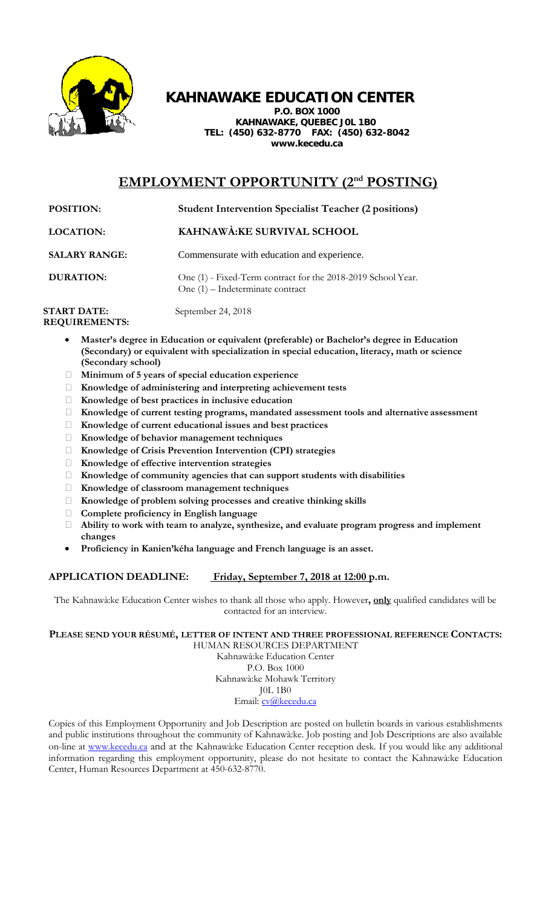# KAHNAWAKE EDUCATION CENTER

**P.O. BOX 1000**
**KAHNAWAKE, QUEBEC J0L 1B0**
**TEL: (450) 632-8770 FAX: (450) 632-8042**
**www.kecedu.ca**

## EMPLOYMENT OPPORTUNITY (2nd POSTING)

| | |
|---|---|
| **POSITION:** | **Student Intervention Specialist Teacher (2 positions)** |
| **LOCATION:** | **KAHNAWÀ:KE SURVIVAL SCHOOL** |
| **SALARY RANGE:** | Commensurate with education and experience. |
| **DURATION:** | One (1) - Fixed-Term contract for the 2018-2019 School Year. One (1) – Indeterminate contract |
| **START DATE:** | September 24, 2018 |

**REQUIREMENTS:**

- **Master's degree in Education or equivalent (preferable) or Bachelor's degree in Education (Secondary) or equivalent with specialization in special education, literacy, math or science (Secondary school)**
- **Minimum of 5 years of special education experience**
- **Knowledge of administering and interpreting achievement tests**
- **Knowledge of best practices in inclusive education**
- **Knowledge of current testing programs, mandated assessment tools and alternative assessment**
- **Knowledge of current educational issues and best practices**
- **Knowledge of behavior management techniques**
- **Knowledge of Crisis Prevention Intervention (CPI) strategies**
- **Knowledge of effective intervention strategies**
- **Knowledge of community agencies that can support students with disabilities**
- **Knowledge of classroom management techniques**
- **Knowledge of problem solving processes and creative thinking skills**
- **Complete proficiency in English language**
- **Ability to work with team to analyze, synthesize, and evaluate program progress and implement changes**
- **Proficiency in Kanien'kéha language and French language is an asset.**

**APPLICATION DEADLINE:** **Friday, September 7, 2018 at 12:00 p.m.**

The Kahnawà:ke Education Center wishes to thank all those who apply. However**, only** qualified candidates will be contacted for an interview.

**PLEASE SEND YOUR RÉSUMÉ, LETTER OF INTENT AND THREE PROFESSIONAL REFERENCE CONTACTS:**

HUMAN RESOURCES DEPARTMENT
Kahnawà:ke Education Center
P.O. Box 1000
Kahnawà:ke Mohawk Territory
J0L 1B0
Email: cv@kecedu.ca

Copies of this Employment Opportunity and Job Description are posted on bulletin boards in various establishments and public institutions throughout the community of Kahnawà:ke. Job posting and Job Descriptions are also available on-line at www.kecedu.ca and at the Kahnawà:ke Education Center reception desk. If you would like any additional information regarding this employment opportunity, please do not hesitate to contact the Kahnawà:ke Education Center, Human Resources Department at 450-632-8770.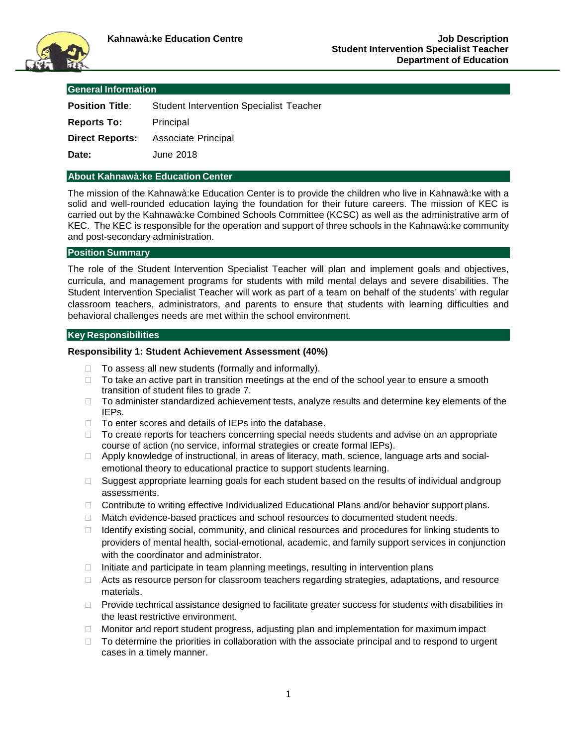**Kahnawà:ke Education Centre**

**Job Description**
**Student Intervention Specialist Teacher**
**Department of Education**

## General Information

| | |
|---|---|
| **Position Title**: | Student Intervention Specialist Teacher |
| **Reports To:** | Principal |
| **Direct Reports:** | Associate Principal |
| **Date:** | June 2018 |

## About Kahnawà:ke Education Center

The mission of the Kahnawà:ke Education Center is to provide the children who live in Kahnawà:ke with a solid and well-rounded education laying the foundation for their future careers. The mission of KEC is carried out by the Kahnawà:ke Combined Schools Committee (KCSC) as well as the administrative arm of KEC. The KEC is responsible for the operation and support of three schools in the Kahnawà:ke community and post-secondary administration.

## Position Summary

The role of the Student Intervention Specialist Teacher will plan and implement goals and objectives, curricula, and management programs for students with mild mental delays and severe disabilities. The Student Intervention Specialist Teacher will work as part of a team on behalf of the students' with regular classroom teachers, administrators, and parents to ensure that students with learning difficulties and behavioral challenges needs are met within the school environment.

## Key Responsibilities

### Responsibility 1: Student Achievement Assessment (40%)

- To assess all new students (formally and informally).
- To take an active part in transition meetings at the end of the school year to ensure a smooth transition of student files to grade 7.
- To administer standardized achievement tests, analyze results and determine key elements of the IEPs.
- To enter scores and details of IEPs into the database.
- To create reports for teachers concerning special needs students and advise on an appropriate course of action (no service, informal strategies or create formal IEPs).
- Apply knowledge of instructional, in areas of literacy, math, science, language arts and social-emotional theory to educational practice to support students learning.
- Suggest appropriate learning goals for each student based on the results of individual andgroup assessments.
- Contribute to writing effective Individualized Educational Plans and/or behavior support plans.
- Match evidence-based practices and school resources to documented student needs.
- Identify existing social, community, and clinical resources and procedures for linking students to providers of mental health, social-emotional, academic, and family support services in conjunction with the coordinator and administrator.
- Initiate and participate in team planning meetings, resulting in intervention plans
- Acts as resource person for classroom teachers regarding strategies, adaptations, and resource materials.
- Provide technical assistance designed to facilitate greater success for students with disabilities in the least restrictive environment.
- Monitor and report student progress, adjusting plan and implementation for maximum impact
- To determine the priorities in collaboration with the associate principal and to respond to urgent cases in a timely manner.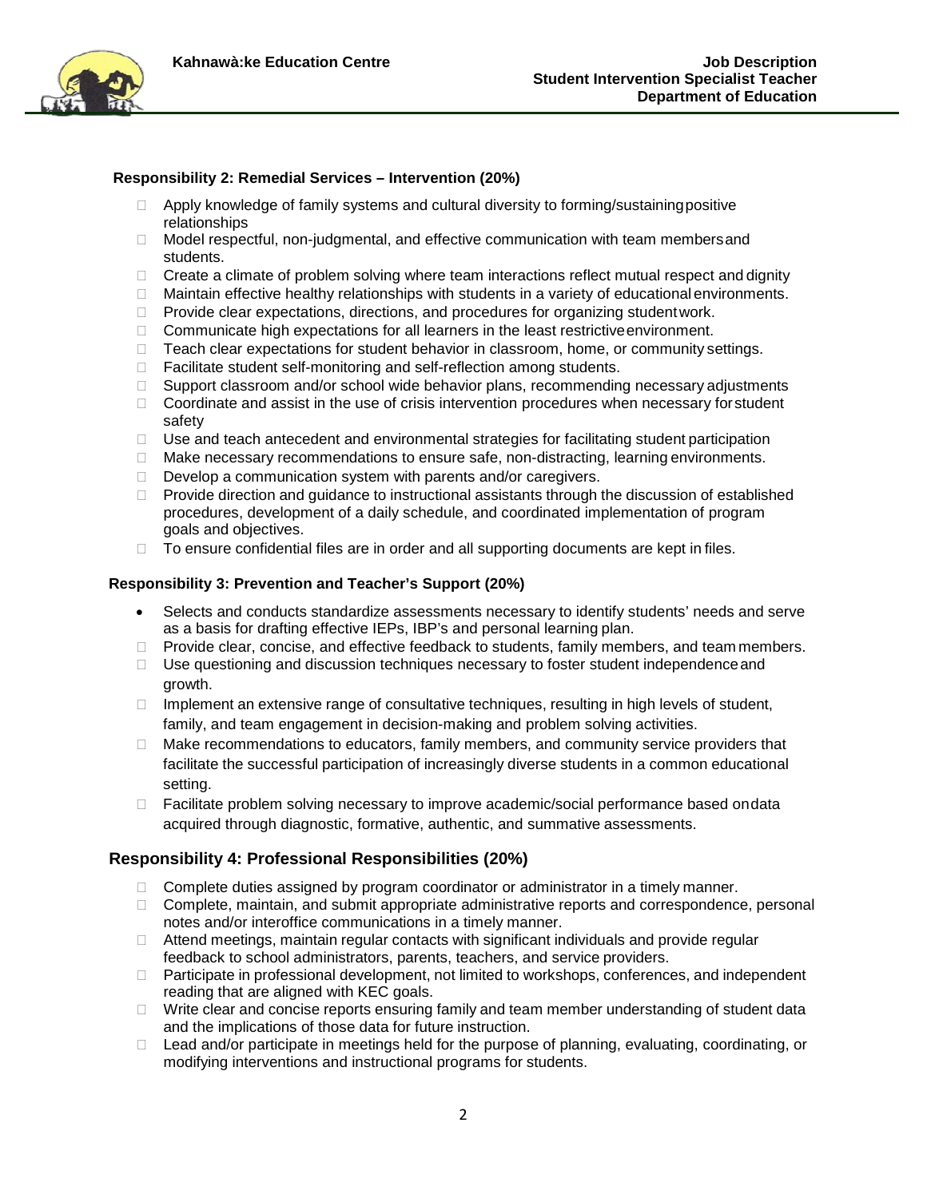### Responsibility 2: Remedial Services – Intervention (20%)

- Apply knowledge of family systems and cultural diversity to forming/sustaining positive relationships
- Model respectful, non-judgmental, and effective communication with team members and students.
- Create a climate of problem solving where team interactions reflect mutual respect and dignity
- Maintain effective healthy relationships with students in a variety of educational environments.
- Provide clear expectations, directions, and procedures for organizing student work.
- Communicate high expectations for all learners in the least restrictive environment.
- Teach clear expectations for student behavior in classroom, home, or community settings.
- Facilitate student self-monitoring and self-reflection among students.
- Support classroom and/or school wide behavior plans, recommending necessary adjustments
- Coordinate and assist in the use of crisis intervention procedures when necessary for student safety
- Use and teach antecedent and environmental strategies for facilitating student participation
- Make necessary recommendations to ensure safe, non-distracting, learning environments.
- Develop a communication system with parents and/or caregivers.
- Provide direction and guidance to instructional assistants through the discussion of established procedures, development of a daily schedule, and coordinated implementation of program goals and objectives.
- To ensure confidential files are in order and all supporting documents are kept in files.

### Responsibility 3: Prevention and Teacher's Support (20%)

- Selects and conducts standardize assessments necessary to identify students' needs and serve as a basis for drafting effective IEPs, IBP's and personal learning plan.
- Provide clear, concise, and effective feedback to students, family members, and team members.
- Use questioning and discussion techniques necessary to foster student independence and growth.
- Implement an extensive range of consultative techniques, resulting in high levels of student, family, and team engagement in decision-making and problem solving activities.
- Make recommendations to educators, family members, and community service providers that facilitate the successful participation of increasingly diverse students in a common educational setting.
- Facilitate problem solving necessary to improve academic/social performance based on data acquired through diagnostic, formative, authentic, and summative assessments.

### Responsibility 4: Professional Responsibilities (20%)

- Complete duties assigned by program coordinator or administrator in a timely manner.
- Complete, maintain, and submit appropriate administrative reports and correspondence, personal notes and/or interoffice communications in a timely manner.
- Attend meetings, maintain regular contacts with significant individuals and provide regular feedback to school administrators, parents, teachers, and service providers.
- Participate in professional development, not limited to workshops, conferences, and independent reading that are aligned with KEC goals.
- Write clear and concise reports ensuring family and team member understanding of student data and the implications of those data for future instruction.
- Lead and/or participate in meetings held for the purpose of planning, evaluating, coordinating, or modifying interventions and instructional programs for students.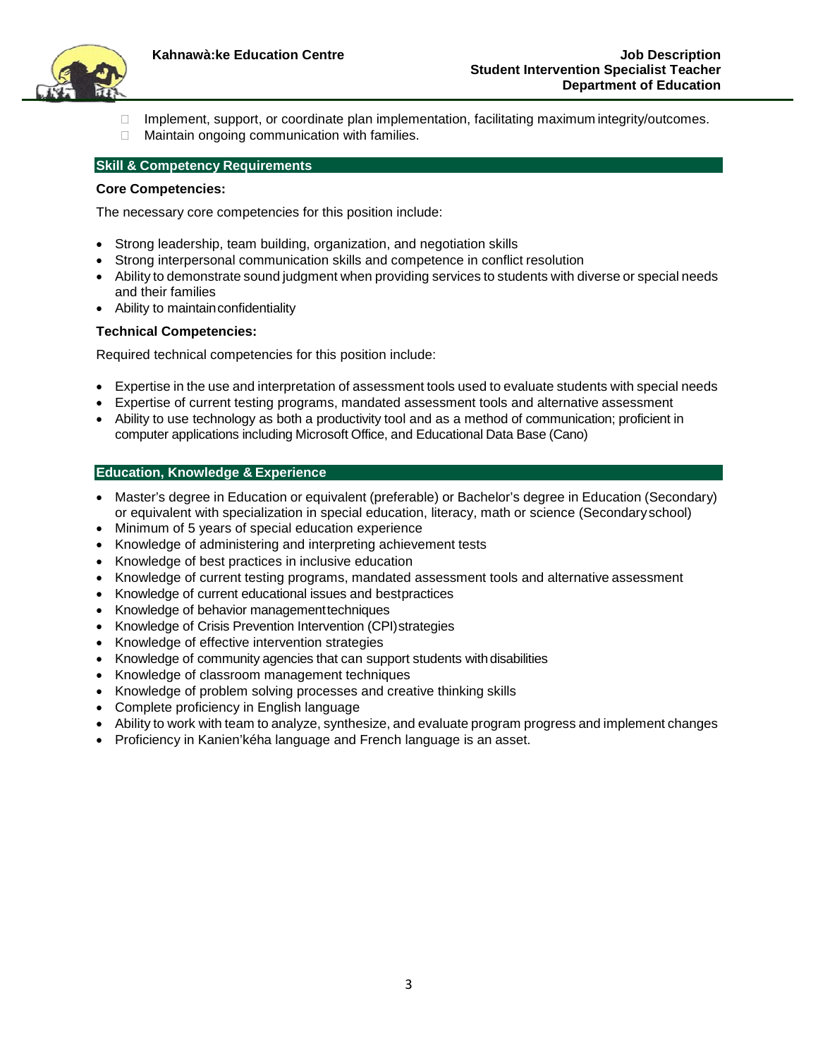- Implement, support, or coordinate plan implementation, facilitating maximum integrity/outcomes.
- Maintain ongoing communication with families.

## Skill & Competency Requirements

**Core Competencies:**

The necessary core competencies for this position include:

- Strong leadership, team building, organization, and negotiation skills
- Strong interpersonal communication skills and competence in conflict resolution
- Ability to demonstrate sound judgment when providing services to students with diverse or special needs and their families
- Ability to maintain confidentiality

**Technical Competencies:**

Required technical competencies for this position include:

- Expertise in the use and interpretation of assessment tools used to evaluate students with special needs
- Expertise of current testing programs, mandated assessment tools and alternative assessment
- Ability to use technology as both a productivity tool and as a method of communication; proficient in computer applications including Microsoft Office, and Educational Data Base (Cano)

## Education, Knowledge & Experience

- Master's degree in Education or equivalent (preferable) or Bachelor's degree in Education (Secondary) or equivalent with specialization in special education, literacy, math or science (Secondary school)
- Minimum of 5 years of special education experience
- Knowledge of administering and interpreting achievement tests
- Knowledge of best practices in inclusive education
- Knowledge of current testing programs, mandated assessment tools and alternative assessment
- Knowledge of current educational issues and best practices
- Knowledge of behavior management techniques
- Knowledge of Crisis Prevention Intervention (CPI) strategies
- Knowledge of effective intervention strategies
- Knowledge of community agencies that can support students with disabilities
- Knowledge of classroom management techniques
- Knowledge of problem solving processes and creative thinking skills
- Complete proficiency in English language
- Ability to work with team to analyze, synthesize, and evaluate program progress and implement changes
- Proficiency in Kanien'kéha language and French language is an asset.